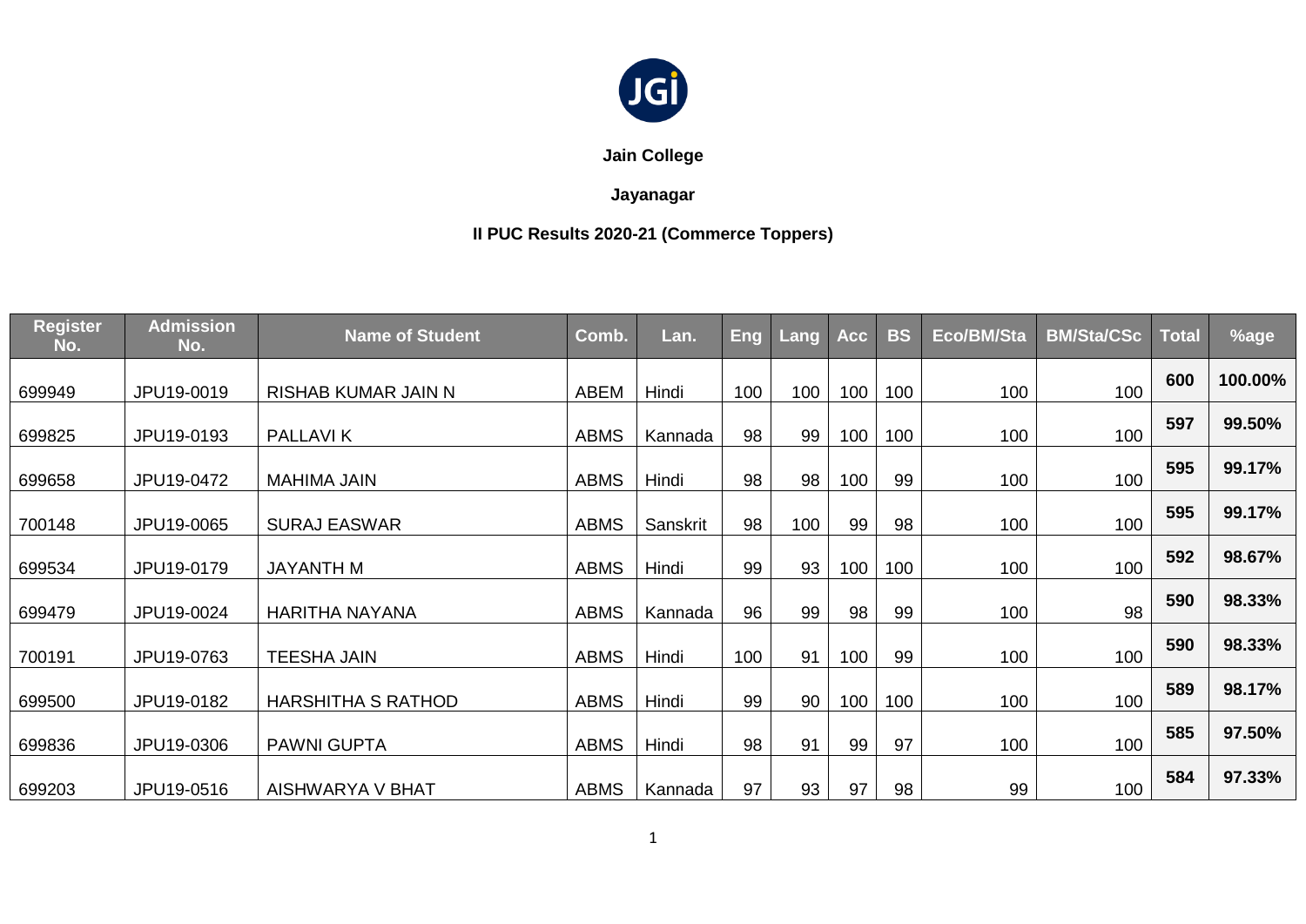**Jain College**

**Jayanagar**

**II PUC Results 2020-21 (Commerce Toppers)**

| Register No. | Admission No. | Name of Student | Comb. | Lan. | Eng | Lang | Acc | BS | Eco/BM/Sta | BM/Sta/CSc | Total | %age |
|---|---|---|---|---|---|---|---|---|---|---|---|---|
| 699949 | JPU19-0019 | RISHAB KUMAR JAIN N | ABEM | Hindi | 100 | 100 | 100 | 100 | 100 | 100 | **600** | **100.00%** |
| 699825 | JPU19-0193 | PALLAVI K | ABMS | Kannada | 98 | 99 | 100 | 100 | 100 | 100 | **597** | **99.50%** |
| 699658 | JPU19-0472 | MAHIMA JAIN | ABMS | Hindi | 98 | 98 | 100 | 99 | 100 | 100 | **595** | **99.17%** |
| 700148 | JPU19-0065 | SURAJ EASWAR | ABMS | Sanskrit | 98 | 100 | 99 | 98 | 100 | 100 | **595** | **99.17%** |
| 699534 | JPU19-0179 | JAYANTH M | ABMS | Hindi | 99 | 93 | 100 | 100 | 100 | 100 | **592** | **98.67%** |
| 699479 | JPU19-0024 | HARITHA NAYANA | ABMS | Kannada | 96 | 99 | 98 | 99 | 100 | 98 | **590** | **98.33%** |
| 700191 | JPU19-0763 | TEESHA JAIN | ABMS | Hindi | 100 | 91 | 100 | 99 | 100 | 100 | **590** | **98.33%** |
| 699500 | JPU19-0182 | HARSHITHA S RATHOD | ABMS | Hindi | 99 | 90 | 100 | 100 | 100 | 100 | **589** | **98.17%** |
| 699836 | JPU19-0306 | PAWNI GUPTA | ABMS | Hindi | 98 | 91 | 99 | 97 | 100 | 100 | **585** | **97.50%** |
| 699203 | JPU19-0516 | AISHWARYA V BHAT | ABMS | Kannada | 97 | 93 | 97 | 98 | 99 | 100 | **584** | **97.33%** |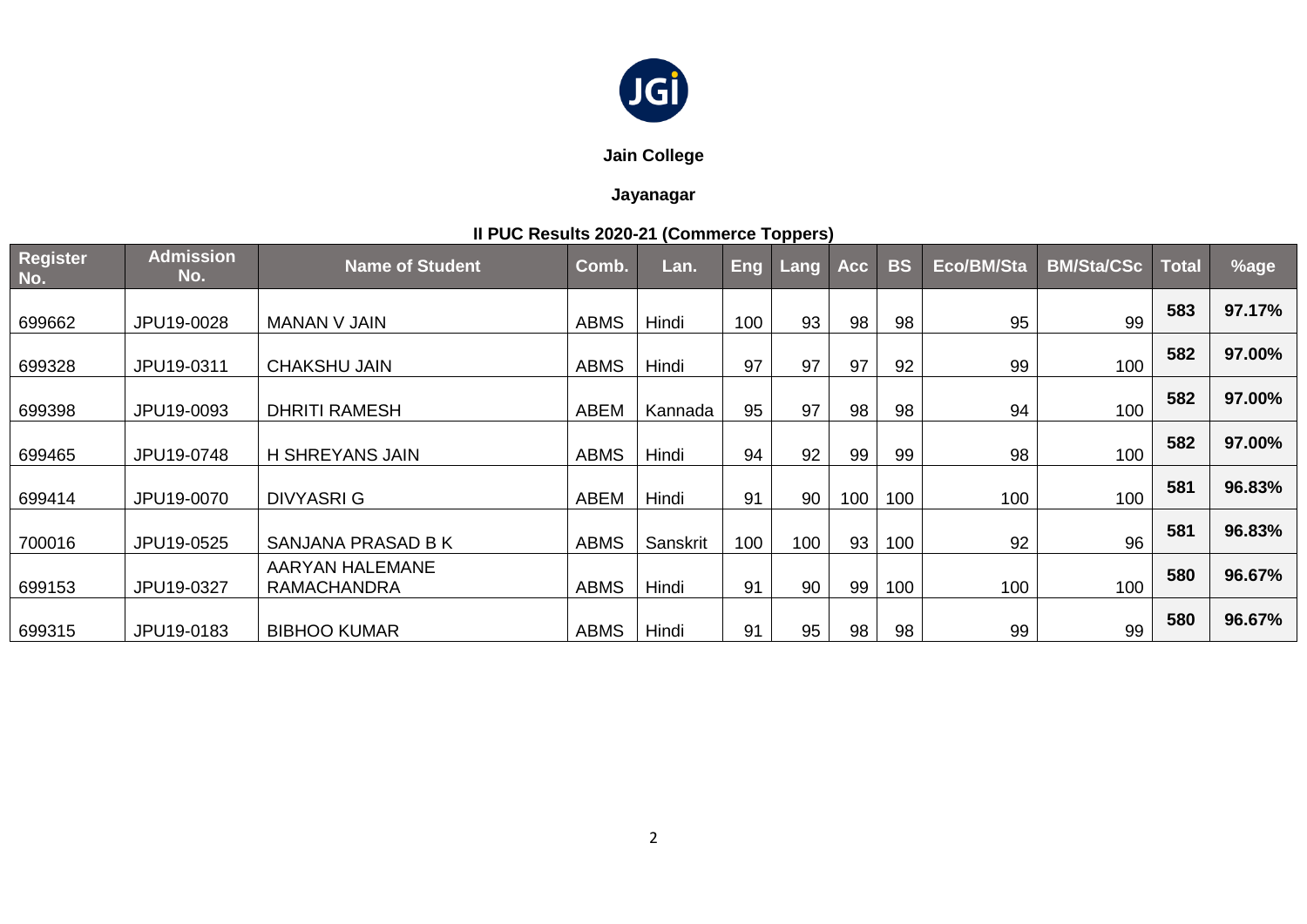**Jain College**

**Jayanagar**

**II PUC Results 2020-21 (Commerce Toppers)**

| Register No. | Admission No. | Name of Student | Comb. | Lan. | Eng | Lang | Acc | BS | Eco/BM/Sta | BM/Sta/CSc | Total | %age |
|---|---|---|---|---|---|---|---|---|---|---|---|---|
| 699662 | JPU19-0028 | MANAN V JAIN | ABMS | Hindi | 100 | 93 | 98 | 98 | 95 | 99 | **583** | **97.17%** |
| 699328 | JPU19-0311 | CHAKSHU JAIN | ABMS | Hindi | 97 | 97 | 97 | 92 | 99 | 100 | **582** | **97.00%** |
| 699398 | JPU19-0093 | DHRITI RAMESH | ABEM | Kannada | 95 | 97 | 98 | 98 | 94 | 100 | **582** | **97.00%** |
| 699465 | JPU19-0748 | H SHREYANS JAIN | ABMS | Hindi | 94 | 92 | 99 | 99 | 98 | 100 | **582** | **97.00%** |
| 699414 | JPU19-0070 | DIVYASRI G | ABEM | Hindi | 91 | 90 | 100 | 100 | 100 | 100 | **581** | **96.83%** |
| 700016 | JPU19-0525 | SANJANA PRASAD B K | ABMS | Sanskrit | 100 | 100 | 93 | 100 | 92 | 96 | **581** | **96.83%** |
| 699153 | JPU19-0327 | AARYAN HALEMANE RAMACHANDRA | ABMS | Hindi | 91 | 90 | 99 | 100 | 100 | 100 | **580** | **96.67%** |
| 699315 | JPU19-0183 | BIBHOO KUMAR | ABMS | Hindi | 91 | 95 | 98 | 98 | 99 | 99 | **580** | **96.67%** |